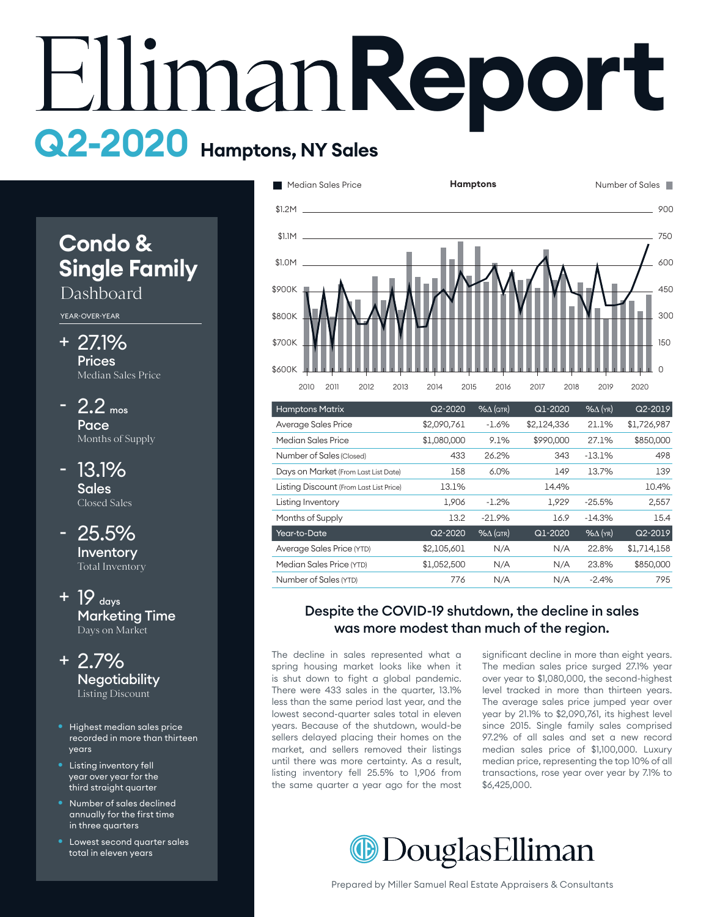# EllimanReport

## Q2-2020 Hamptons, NY Sales

## Condo & Single Family Dashboard

YEAR-OVER-YEAR

**+ 27.1%**
**Prices**
Median Sales Price

**- 2.2 mos**
**Pace**
Months of Supply

**- 13.1%**
**Sales**
Closed Sales

**- 25.5%**
**Inventory**
Total Inventory

**+ 19 days**
**Marketing Time**
Days on Market

**+ 2.7%**
**Negotiability**
Listing Discount

- Highest median sales price recorded in more than thirteen years
- Listing inventory fell year over year for the third straight quarter
- Number of sales declined annually for the first time in three quarters
- Lowest second quarter sales total in eleven years

| Hamptons Matrix | Q2-2020 | %Δ (QTR) | Q1-2020 | %Δ (YR) | Q2-2019 |
|---|---|---|---|---|---|
| Average Sales Price | $2,090,761 | -1.6% | $2,124,336 | 21.1% | $1,726,987 |
| Median Sales Price | $1,080,000 | 9.1% | $990,000 | 27.1% | $850,000 |
| Number of Sales (Closed) | 433 | 26.2% | 343 | -13.1% | 498 |
| Days on Market (From Last List Date) | 158 | 6.0% | 149 | 13.7% | 139 |
| Listing Discount (From Last List Price) | 13.1% | | 14.4% | | 10.4% |
| Listing Inventory | 1,906 | -1.2% | 1,929 | -25.5% | 2,557 |
| Months of Supply | 13.2 | -21.9% | 16.9 | -14.3% | 15.4 |
| **Year-to-Date** | **Q2-2020** | **%Δ (QTR)** | **Q1-2020** | **%Δ (YR)** | **Q2-2019** |
| Average Sales Price (YTD) | $2,105,601 | N/A | N/A | 22.8% | $1,714,158 |
| Median Sales Price (YTD) | $1,052,500 | N/A | N/A | 23.8% | $850,000 |
| Number of Sales (YTD) | 776 | N/A | N/A | -2.4% | 795 |

## Despite the COVID-19 shutdown, the decline in sales was more modest than much of the region.

The decline in sales represented what a spring housing market looks like when it is shut down to fight a global pandemic. There were 433 sales in the quarter, 13.1% less than the same period last year, and the lowest second-quarter sales total in eleven years. Because of the shutdown, would-be sellers delayed placing their homes on the market, and sellers removed their listings until there was more certainty. As a result, listing inventory fell 25.5% to 1,906 from the same quarter a year ago for the most significant decline in more than eight years. The median sales price surged 27.1% year over year to $1,080,000, the second-highest level tracked in more than thirteen years. The average sales price jumped year over year by 21.1% to $2,090,761, its highest level since 2015. Single family sales comprised 97.2% of all sales and set a new record median sales price of $1,100,000. Luxury median price, representing the top 10% of all transactions, rose year over year by 7.1% to $6,425,000.

DouglasElliman

Prepared by Miller Samuel Real Estate Appraisers & Consultants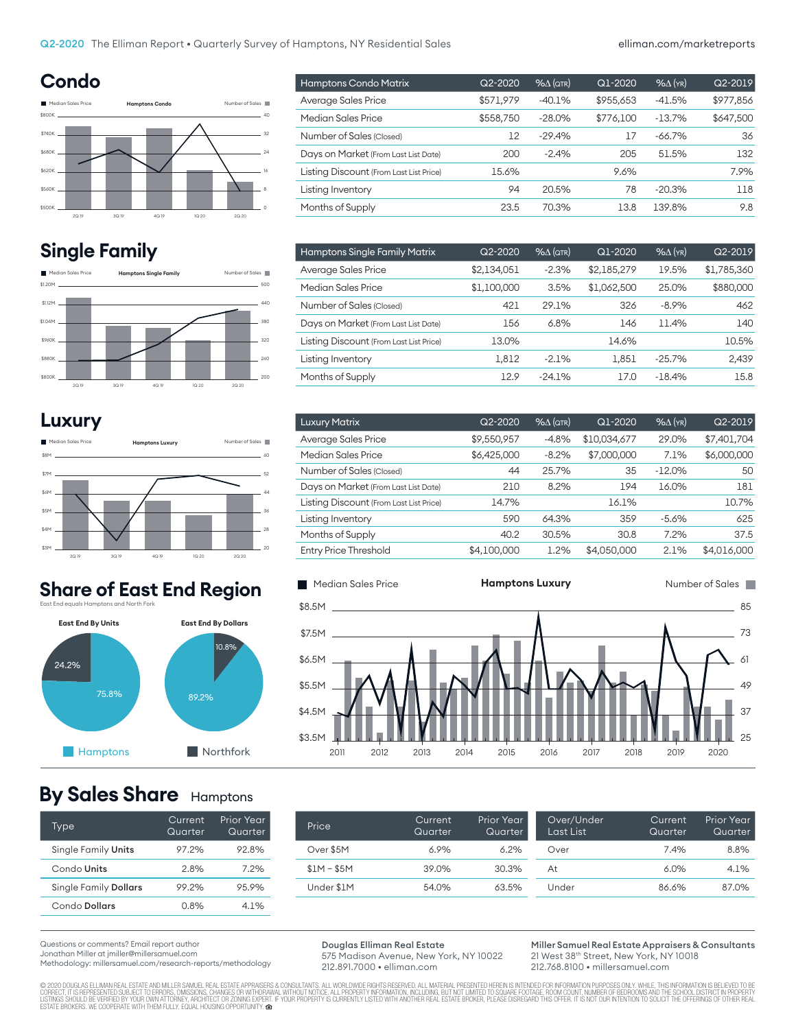Q2-2020 The Elliman Report • Quarterly Survey of Hamptons, NY Residential Sales

elliman.com/marketreports

## Condo

Median Sales Price | Hamptons Condo | Number of Sales

$800K, $740K, $680K, $620K, $560K, $500K

40, 32, 24, 16, 8, 0

2Q 19, 3Q 19, 4Q 19, 1Q 20, 2Q 20

| Hamptons Condo Matrix | Q2-2020 | %Δ (QTR) | Q1-2020 | %Δ (YR) | Q2-2019 |
|---|---|---|---|---|---|
| Average Sales Price | $571,979 | -40.1% | $955,653 | -41.5% | $977,856 |
| Median Sales Price | $558,750 | -28.0% | $776,100 | -13.7% | $647,500 |
| Number of Sales (Closed) | 12 | -29.4% | 17 | -66.7% | 36 |
| Days on Market (From Last List Date) | 200 | -2.4% | 205 | 51.5% | 132 |
| Listing Discount (From Last List Price) | 15.6% | | 9.6% | | 7.9% |
| Listing Inventory | 94 | 20.5% | 78 | -20.3% | 118 |
| Months of Supply | 23.5 | 70.3% | 13.8 | 139.8% | 9.8 |

## Single Family

Median Sales Price | Hamptons Single Family | Number of Sales

$1.20M, $1.12M, $1.04M, $960K, $880K, $800K

500, 440, 380, 320, 260, 200

2Q 19, 3Q 19, 4Q 19, 1Q 20, 2Q 20

| Hamptons Single Family Matrix | Q2-2020 | %Δ (QTR) | Q1-2020 | %Δ (YR) | Q2-2019 |
|---|---|---|---|---|---|
| Average Sales Price | $2,134,051 | -2.3% | $2,185,279 | 19.5% | $1,785,360 |
| Median Sales Price | $1,100,000 | 3.5% | $1,062,500 | 25.0% | $880,000 |
| Number of Sales (Closed) | 421 | 29.1% | 326 | -8.9% | 462 |
| Days on Market (From Last List Date) | 156 | 6.8% | 146 | 11.4% | 140 |
| Listing Discount (From Last List Price) | 13.0% | | 14.6% | | 10.5% |
| Listing Inventory | 1,812 | -2.1% | 1,851 | -25.7% | 2,439 |
| Months of Supply | 12.9 | -24.1% | 17.0 | -18.4% | 15.8 |

## Luxury

Median Sales Price | Hamptons Luxury | Number of Sales

$8M, $7M, $6M, $5M, $4M, $3M

60, 52, 44, 36, 28, 20

2Q 19, 3Q 19, 4Q 19, 1Q 20, 2Q 20

| Luxury Matrix | Q2-2020 | %Δ (QTR) | Q1-2020 | %Δ (YR) | Q2-2019 |
|---|---|---|---|---|---|
| Average Sales Price | $9,550,957 | -4.8% | $10,034,677 | 29.0% | $7,401,704 |
| Median Sales Price | $6,425,000 | -8.2% | $7,000,000 | 7.1% | $6,000,000 |
| Number of Sales (Closed) | 44 | 25.7% | 35 | -12.0% | 50 |
| Days on Market (From Last List Date) | 210 | 8.2% | 194 | 16.0% | 181 |
| Listing Discount (From Last List Price) | 14.7% | | 16.1% | | 10.7% |
| Listing Inventory | 590 | 64.3% | 359 | -5.6% | 625 |
| Months of Supply | 40.2 | 30.5% | 30.8 | 7.2% | 37.5 |
| Entry Price Threshold | $4,100,000 | 1.2% | $4,050,000 | 2.1% | $4,016,000 |

## Share of East End Region

East End equals Hamptons and North Fork

East End By Units

24.2%
75.8%

East End By Dollars

10.8%
89.2%

Hamptons | Northfork

Median Sales Price | Hamptons Luxury | Number of Sales

$8.5M, $7.5M, $6.5M, $5.5M, $4.5M, $3.5M

85, 73, 61, 49, 37, 25

2011, 2012, 2013, 2014, 2015, 2016, 2017, 2018, 2019, 2020

## By Sales Share Hamptons

| Type | Current Quarter | Prior Year Quarter |
|---|---|---|
| Single Family **Units** | 97.2% | 92.8% |
| Condo **Units** | 2.8% | 7.2% |
| Single Family **Dollars** | 99.2% | 95.9% |
| Condo **Dollars** | 0.8% | 4.1% |

| Price | Current Quarter | Prior Year Quarter |
|---|---|---|
| Over $5M | 6.9% | 6.2% |
| $1M - $5M | 39.0% | 30.3% |
| Under $1M | 54.0% | 63.5% |

| Over/Under Last List | Current Quarter | Prior Year Quarter |
|---|---|---|
| Over | 7.4% | 8.8% |
| At | 6.0% | 4.1% |
| Under | 86.6% | 87.0% |

Questions or comments? Email report author
Jonathan Miller at jmiller@millersamuel.com
Methodology: millersamuel.com/research-reports/methodology

**Douglas Elliman Real Estate**
575 Madison Avenue, New York, NY 10022
212.891.7000 • elliman.com

**Miller Samuel Real Estate Appraisers & Consultants**
21 West 38th Street, New York, NY 10018
212.768.8100 • millersamuel.com

© 2020 DOUGLAS ELLIMAN REAL ESTATE AND MILLER SAMUEL REAL ESTATE APPRAISERS & CONSULTANTS. ALL WORLDWIDE RIGHTS RESERVED. ALL MATERIAL PRESENTED HEREIN IS INTENDED FOR INFORMATION PURPOSES ONLY. WHILE, THIS INFORMATION IS BELIEVED TO BE CORRECT, IT IS REPRESENTED SUBJECT TO ERRORS, OMISSIONS, CHANGES OR WITHDRAWAL WITHOUT NOTICE. ALL PROPERTY INFORMATION, INCLUDING, BUT NOT LIMITED TO SQUARE FOOTAGE, ROOM COUNT, NUMBER OF BEDROOMS AND THE SCHOOL DISTRICT IN PROPERTY LISTINGS SHOULD BE VERIFIED BY YOUR OWN ATTORNEY, ARCHITECT OR ZONING EXPERT. IF YOUR PROPERTY IS CURRENTLY LISTED WITH ANOTHER REAL ESTATE BROKER, PLEASE DISREGARD THIS OFFER. IT IS NOT OUR INTENTION TO SOLICIT THE OFFERINGS OF OTHER REAL ESTATE BROKERS. WE COOPERATE WITH THEM FULLY. EQUAL HOUSING OPPORTUNITY.